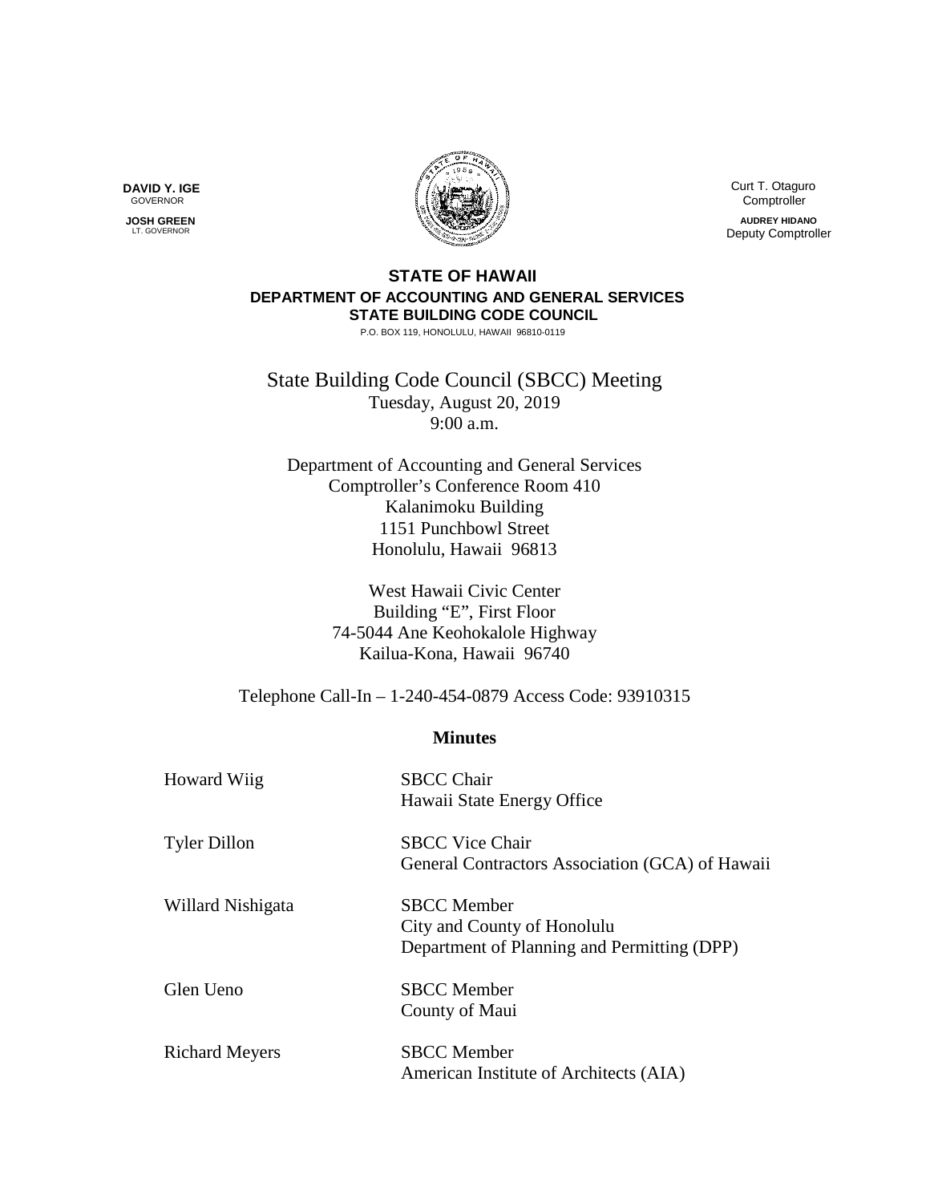**DAVID Y. IGE**
GOVERNOR

**JOSH GREEN**
LT. GOVERNOR

Curt T. Otaguro
Comptroller

**AUDREY HIDANO**
Deputy Comptroller

**STATE OF HAWAII**
**DEPARTMENT OF ACCOUNTING AND GENERAL SERVICES**
**STATE BUILDING CODE COUNCIL**
P.O. BOX 119, HONOLULU, HAWAII 96810-0119

# State Building Code Council (SBCC) Meeting

Tuesday, August 20, 2019
9:00 a.m.

Department of Accounting and General Services
Comptroller's Conference Room 410
Kalanimoku Building
1151 Punchbowl Street
Honolulu, Hawaii 96813

West Hawaii Civic Center
Building "E", First Floor
74-5044 Ane Keohokalole Highway
Kailua-Kona, Hawaii 96740

Telephone Call-In – 1-240-454-0879 Access Code: 93910315

## Minutes

| | |
|---|---|
| Howard Wiig | SBCC Chair<br>Hawaii State Energy Office |
| Tyler Dillon | SBCC Vice Chair<br>General Contractors Association (GCA) of Hawaii |
| Willard Nishigata | SBCC Member<br>City and County of Honolulu<br>Department of Planning and Permitting (DPP) |
| Glen Ueno | SBCC Member<br>County of Maui |
| Richard Meyers | SBCC Member<br>American Institute of Architects (AIA) |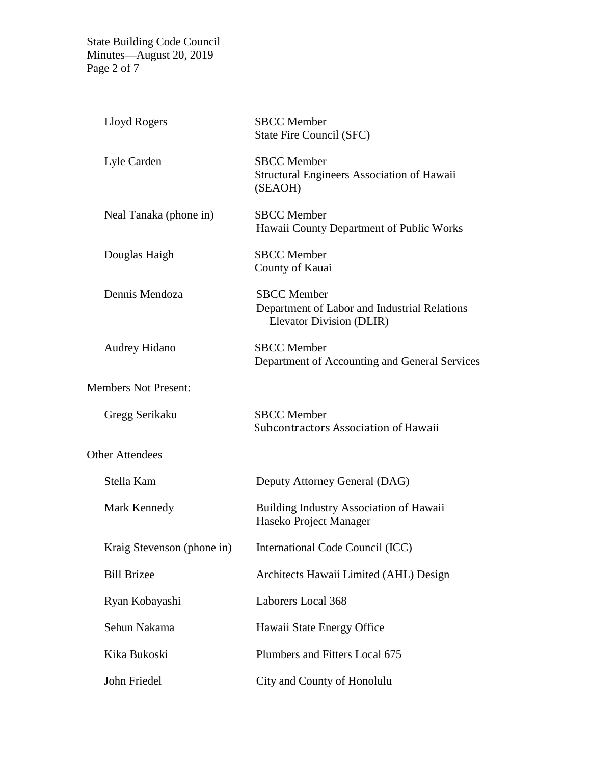| | |
|---|---|
| Lloyd Rogers | SBCC Member<br>State Fire Council (SFC) |
| Lyle Carden | SBCC Member<br>Structural Engineers Association of Hawaii (SEAOH) |
| Neal Tanaka (phone in) | SBCC Member<br>Hawaii County Department of Public Works |
| Douglas Haigh | SBCC Member<br>County of Kauai |
| Dennis Mendoza | SBCC Member<br>Department of Labor and Industrial Relations Elevator Division (DLIR) |
| Audrey Hidano | SBCC Member<br>Department of Accounting and General Services |

Members Not Present:

| | |
|---|---|
| Gregg Serikaku | SBCC Member<br>Subcontractors Association of Hawaii |

Other Attendees

| | |
|---|---|
| Stella Kam | Deputy Attorney General (DAG) |
| Mark Kennedy | Building Industry Association of Hawaii<br>Haseko Project Manager |
| Kraig Stevenson (phone in) | International Code Council (ICC) |
| Bill Brizee | Architects Hawaii Limited (AHL) Design |
| Ryan Kobayashi | Laborers Local 368 |
| Sehun Nakama | Hawaii State Energy Office |
| Kika Bukoski | Plumbers and Fitters Local 675 |
| John Friedel | City and County of Honolulu |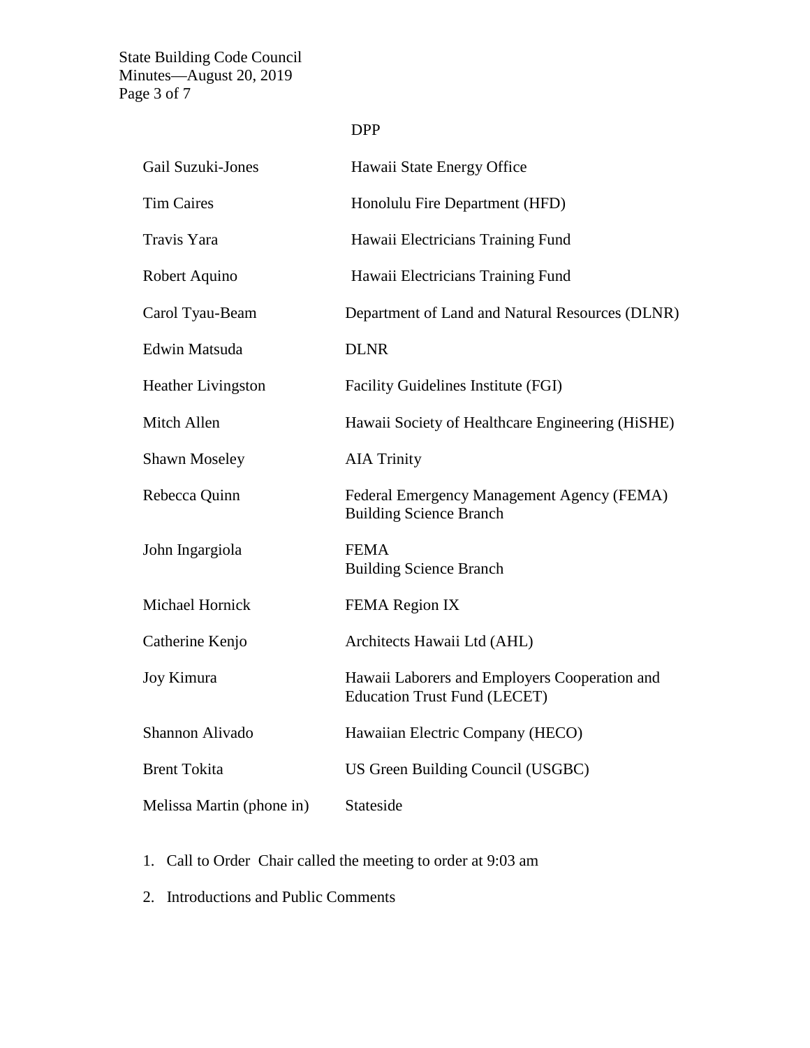| | DPP |
|---|---|
| Gail Suzuki-Jones | Hawaii State Energy Office |
| Tim Caires | Honolulu Fire Department (HFD) |
| Travis Yara | Hawaii Electricians Training Fund |
| Robert Aquino | Hawaii Electricians Training Fund |
| Carol Tyau-Beam | Department of Land and Natural Resources (DLNR) |
| Edwin Matsuda | DLNR |
| Heather Livingston | Facility Guidelines Institute (FGI) |
| Mitch Allen | Hawaii Society of Healthcare Engineering (HiSHE) |
| Shawn Moseley | AIA Trinity |
| Rebecca Quinn | Federal Emergency Management Agency (FEMA) Building Science Branch |
| John Ingargiola | FEMA Building Science Branch |
| Michael Hornick | FEMA Region IX |
| Catherine Kenjo | Architects Hawaii Ltd (AHL) |
| Joy Kimura | Hawaii Laborers and Employers Cooperation and Education Trust Fund (LECET) |
| Shannon Alivado | Hawaiian Electric Company (HECO) |
| Brent Tokita | US Green Building Council (USGBC) |
| Melissa Martin (phone in) | Stateside |

1. Call to Order Chair called the meeting to order at 9:03 am
2. Introductions and Public Comments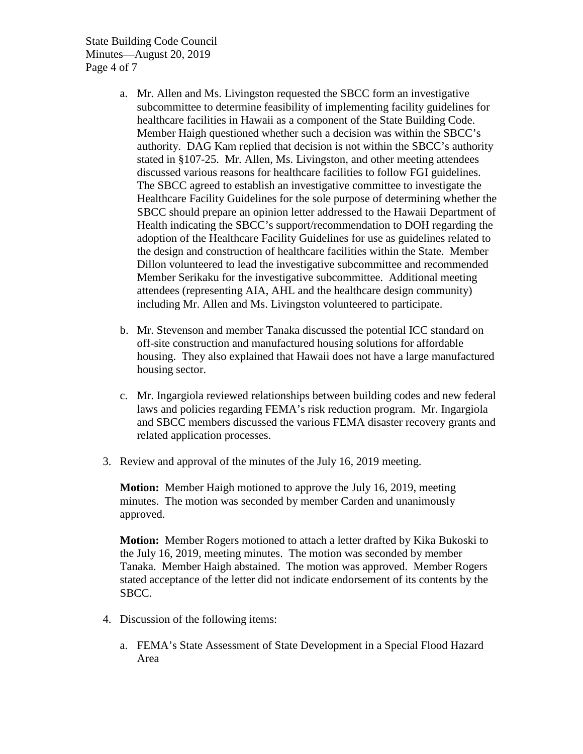a. Mr. Allen and Ms. Livingston requested the SBCC form an investigative subcommittee to determine feasibility of implementing facility guidelines for healthcare facilities in Hawaii as a component of the State Building Code. Member Haigh questioned whether such a decision was within the SBCC's authority. DAG Kam replied that decision is not within the SBCC's authority stated in §107-25. Mr. Allen, Ms. Livingston, and other meeting attendees discussed various reasons for healthcare facilities to follow FGI guidelines. The SBCC agreed to establish an investigative committee to investigate the Healthcare Facility Guidelines for the sole purpose of determining whether the SBCC should prepare an opinion letter addressed to the Hawaii Department of Health indicating the SBCC's support/recommendation to DOH regarding the adoption of the Healthcare Facility Guidelines for use as guidelines related to the design and construction of healthcare facilities within the State. Member Dillon volunteered to lead the investigative subcommittee and recommended Member Serikaku for the investigative subcommittee. Additional meeting attendees (representing AIA, AHL and the healthcare design community) including Mr. Allen and Ms. Livingston volunteered to participate.

b. Mr. Stevenson and member Tanaka discussed the potential ICC standard on off-site construction and manufactured housing solutions for affordable housing. They also explained that Hawaii does not have a large manufactured housing sector.

c. Mr. Ingargiola reviewed relationships between building codes and new federal laws and policies regarding FEMA's risk reduction program. Mr. Ingargiola and SBCC members discussed the various FEMA disaster recovery grants and related application processes.

3. Review and approval of the minutes of the July 16, 2019 meeting.

   **Motion:** Member Haigh motioned to approve the July 16, 2019, meeting minutes. The motion was seconded by member Carden and unanimously approved.

   **Motion:** Member Rogers motioned to attach a letter drafted by Kika Bukoski to the July 16, 2019, meeting minutes. The motion was seconded by member Tanaka. Member Haigh abstained. The motion was approved. Member Rogers stated acceptance of the letter did not indicate endorsement of its contents by the SBCC.

4. Discussion of the following items:

   a. FEMA's State Assessment of State Development in a Special Flood Hazard Area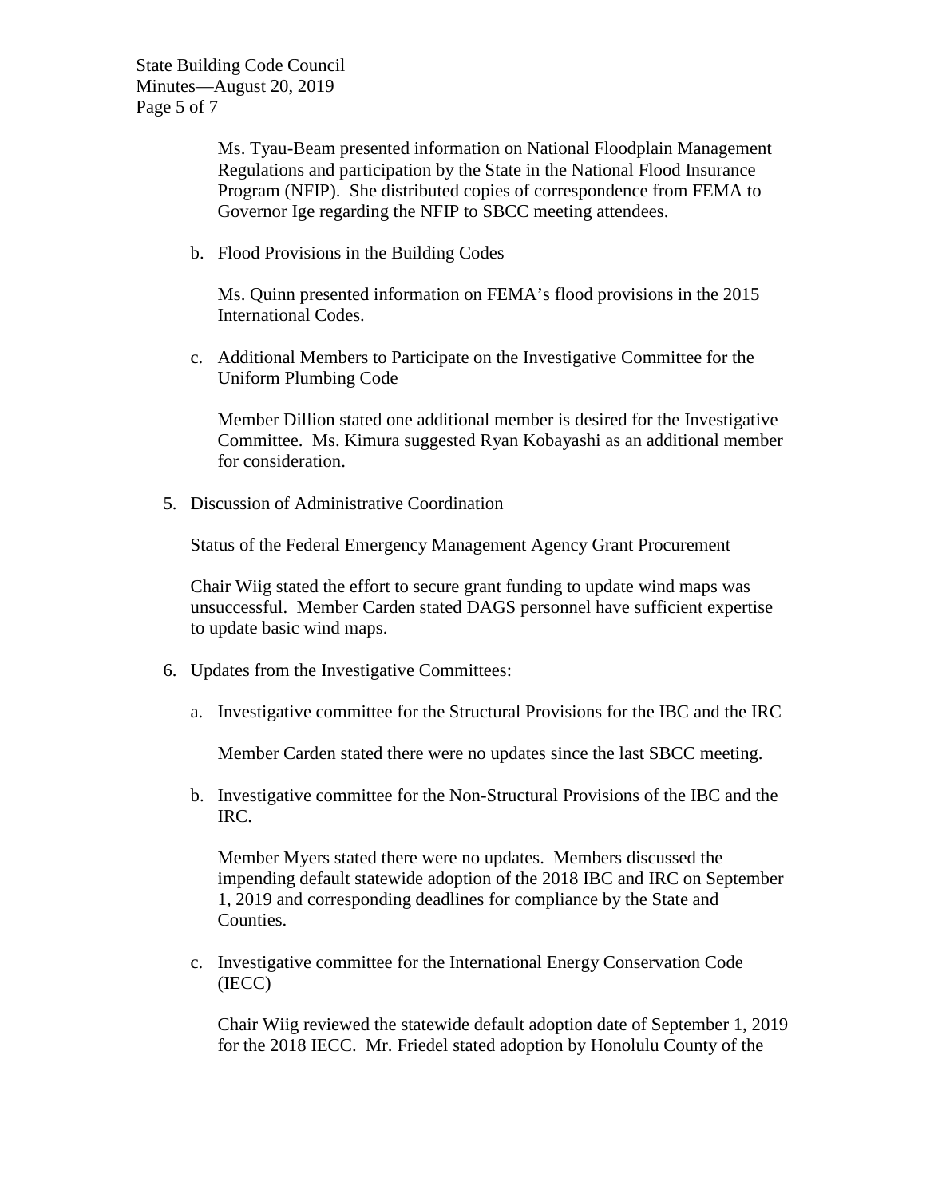Ms. Tyau-Beam presented information on National Floodplain Management Regulations and participation by the State in the National Flood Insurance Program (NFIP). She distributed copies of correspondence from FEMA to Governor Ige regarding the NFIP to SBCC meeting attendees.

b. Flood Provisions in the Building Codes

Ms. Quinn presented information on FEMA's flood provisions in the 2015 International Codes.

c. Additional Members to Participate on the Investigative Committee for the Uniform Plumbing Code

Member Dillion stated one additional member is desired for the Investigative Committee. Ms. Kimura suggested Ryan Kobayashi as an additional member for consideration.

5. Discussion of Administrative Coordination

Status of the Federal Emergency Management Agency Grant Procurement

Chair Wiig stated the effort to secure grant funding to update wind maps was unsuccessful. Member Carden stated DAGS personnel have sufficient expertise to update basic wind maps.

6. Updates from the Investigative Committees:

a. Investigative committee for the Structural Provisions for the IBC and the IRC

Member Carden stated there were no updates since the last SBCC meeting.

b. Investigative committee for the Non-Structural Provisions of the IBC and the IRC.

Member Myers stated there were no updates. Members discussed the impending default statewide adoption of the 2018 IBC and IRC on September 1, 2019 and corresponding deadlines for compliance by the State and Counties.

c. Investigative committee for the International Energy Conservation Code (IECC)

Chair Wiig reviewed the statewide default adoption date of September 1, 2019 for the 2018 IECC. Mr. Friedel stated adoption by Honolulu County of the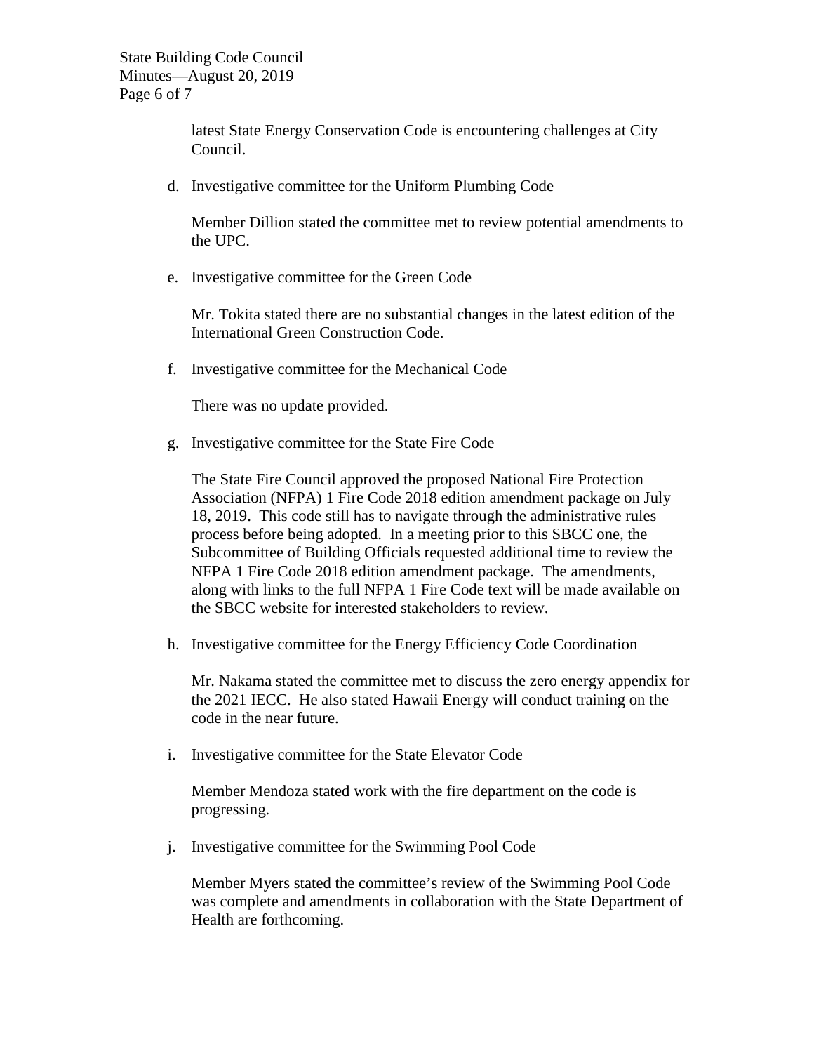latest State Energy Conservation Code is encountering challenges at City Council.

d. Investigative committee for the Uniform Plumbing Code

   Member Dillion stated the committee met to review potential amendments to the UPC.

e. Investigative committee for the Green Code

   Mr. Tokita stated there are no substantial changes in the latest edition of the International Green Construction Code.

f. Investigative committee for the Mechanical Code

   There was no update provided.

g. Investigative committee for the State Fire Code

   The State Fire Council approved the proposed National Fire Protection Association (NFPA) 1 Fire Code 2018 edition amendment package on July 18, 2019. This code still has to navigate through the administrative rules process before being adopted. In a meeting prior to this SBCC one, the Subcommittee of Building Officials requested additional time to review the NFPA 1 Fire Code 2018 edition amendment package. The amendments, along with links to the full NFPA 1 Fire Code text will be made available on the SBCC website for interested stakeholders to review.

h. Investigative committee for the Energy Efficiency Code Coordination

   Mr. Nakama stated the committee met to discuss the zero energy appendix for the 2021 IECC. He also stated Hawaii Energy will conduct training on the code in the near future.

i. Investigative committee for the State Elevator Code

   Member Mendoza stated work with the fire department on the code is progressing.

j. Investigative committee for the Swimming Pool Code

   Member Myers stated the committee's review of the Swimming Pool Code was complete and amendments in collaboration with the State Department of Health are forthcoming.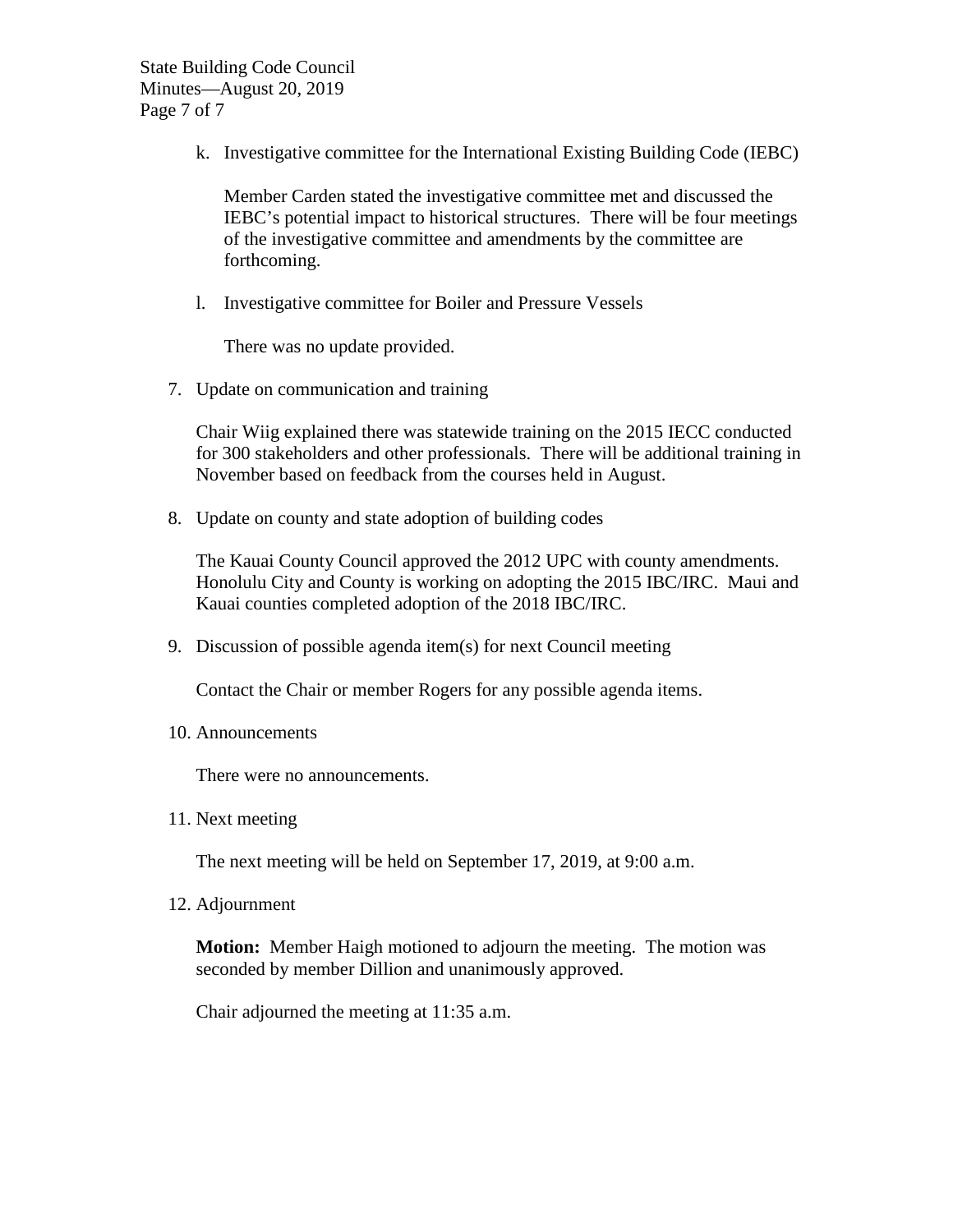k. Investigative committee for the International Existing Building Code (IEBC)

   Member Carden stated the investigative committee met and discussed the IEBC's potential impact to historical structures. There will be four meetings of the investigative committee and amendments by the committee are forthcoming.

l. Investigative committee for Boiler and Pressure Vessels

   There was no update provided.

7. Update on communication and training

   Chair Wiig explained there was statewide training on the 2015 IECC conducted for 300 stakeholders and other professionals. There will be additional training in November based on feedback from the courses held in August.

8. Update on county and state adoption of building codes

   The Kauai County Council approved the 2012 UPC with county amendments. Honolulu City and County is working on adopting the 2015 IBC/IRC. Maui and Kauai counties completed adoption of the 2018 IBC/IRC.

9. Discussion of possible agenda item(s) for next Council meeting

   Contact the Chair or member Rogers for any possible agenda items.

10. Announcements

    There were no announcements.

11. Next meeting

    The next meeting will be held on September 17, 2019, at 9:00 a.m.

12. Adjournment

    **Motion:** Member Haigh motioned to adjourn the meeting. The motion was seconded by member Dillion and unanimously approved.

    Chair adjourned the meeting at 11:35 a.m.